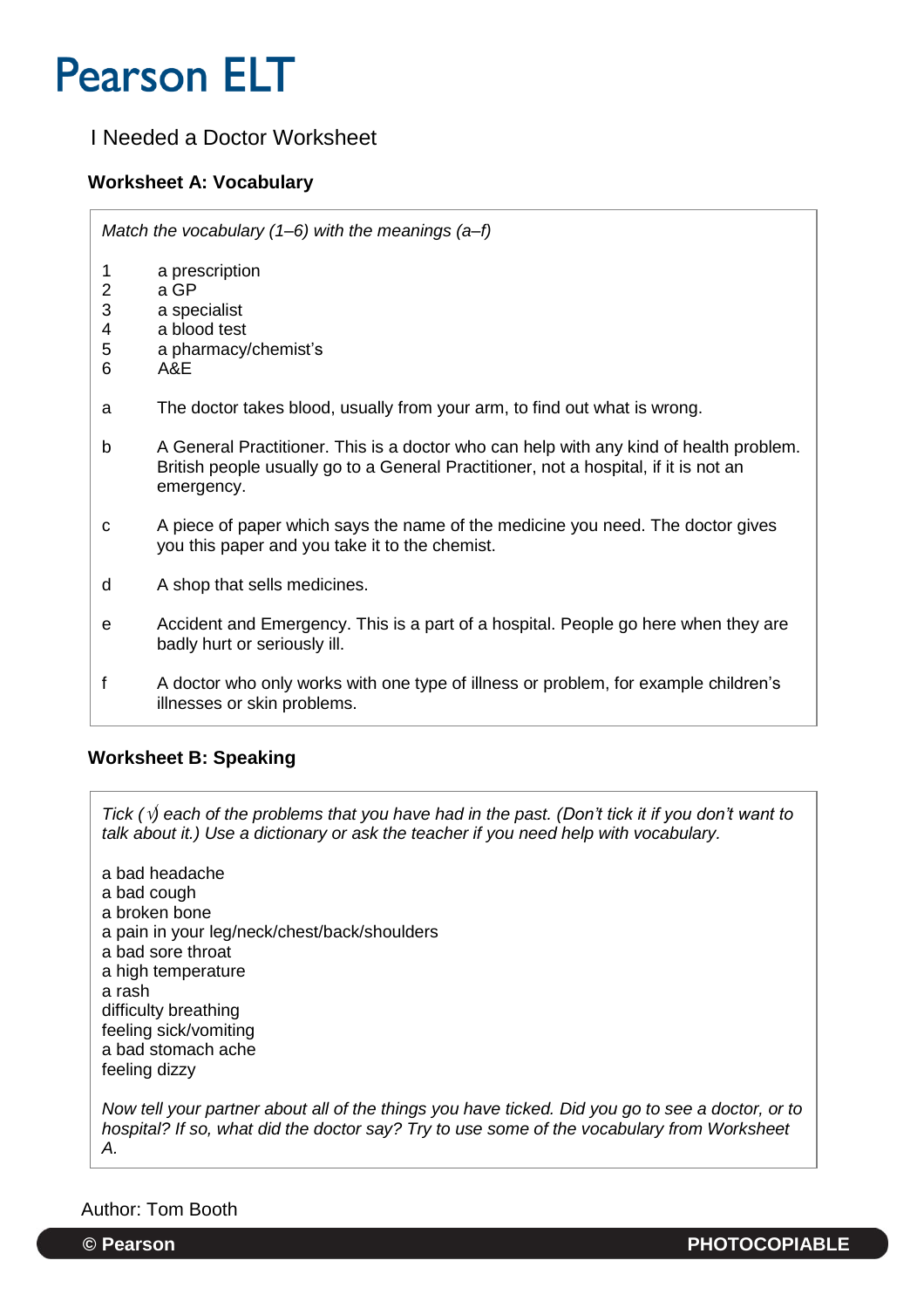# Pearson ELT

## I Needed a Doctor Worksheet

### Worksheet A: Vocabulary

*Match the vocabulary (1–6) with the meanings (a–f)*

1 a prescription
2 a GP
3 a specialist
4 a blood test
5 a pharmacy/chemist's
6 A&E

a The doctor takes blood, usually from your arm, to find out what is wrong.

b A General Practitioner. This is a doctor who can help with any kind of health problem. British people usually go to a General Practitioner, not a hospital, if it is not an emergency.

c A piece of paper which says the name of the medicine you need. The doctor gives you this paper and you take it to the chemist.

d A shop that sells medicines.

e Accident and Emergency. This is a part of a hospital. People go here when they are badly hurt or seriously ill.

f A doctor who only works with one type of illness or problem, for example children's illnesses or skin problems.

### Worksheet B: Speaking

*Tick (√) each of the problems that you have had in the past. (Don't tick it if you don't want to talk about it.) Use a dictionary or ask the teacher if you need help with vocabulary.*

a bad headache
a bad cough
a broken bone
a pain in your leg/neck/chest/back/shoulders
a bad sore throat
a high temperature
a rash
difficulty breathing
feeling sick/vomiting
a bad stomach ache
feeling dizzy

*Now tell your partner about all of the things you have ticked. Did you go to see a doctor, or to hospital? If so, what did the doctor say? Try to use some of the vocabulary from Worksheet A.*

Author: Tom Booth

© Pearson PHOTOCOPIABLE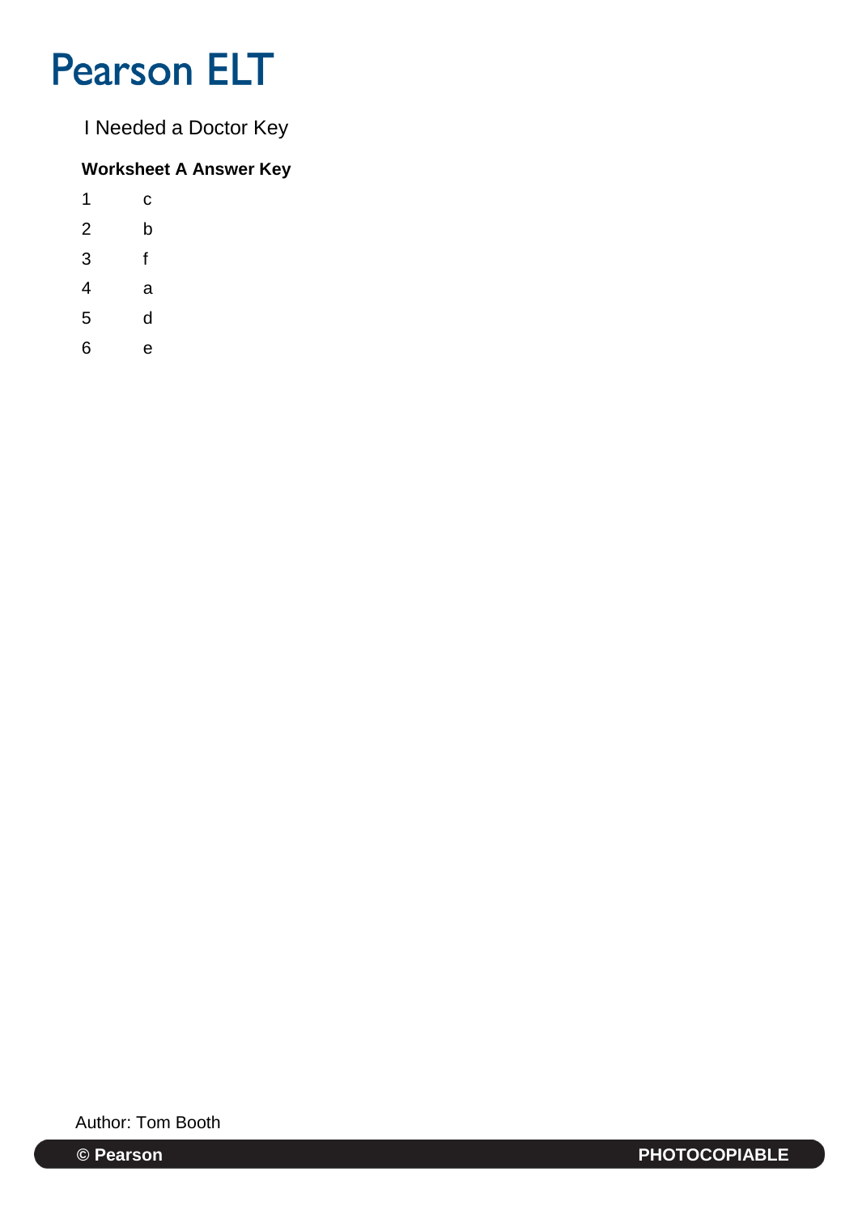Pearson ELT

I Needed a Doctor Key

**Worksheet A Answer Key**

| | |
|---|---|
| 1 | c |
| 2 | b |
| 3 | f |
| 4 | a |
| 5 | d |
| 6 | e |

Author: Tom Booth

**© Pearson** **PHOTOCOPIABLE**